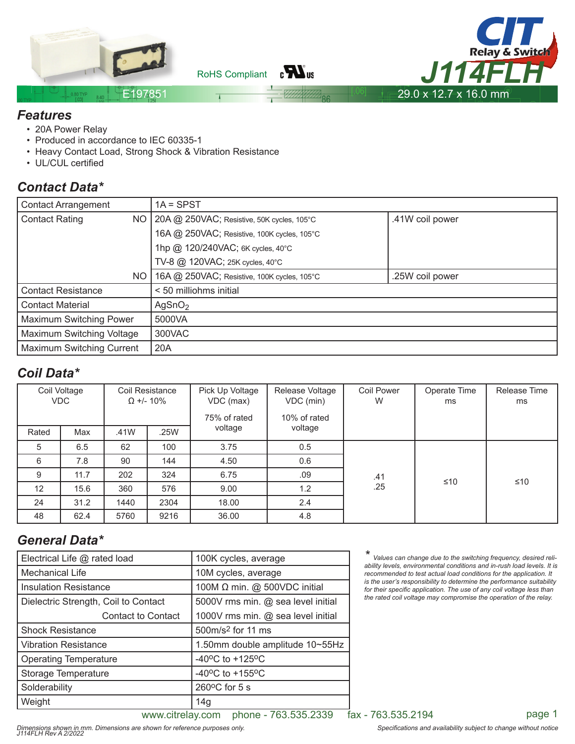CIT Relay & Switch

# J114FLH

RoHS Compliant

E197851

29.0 x 12.7 x 16.0 mm

## Features

- 20A Power Relay
- Produced in accordance to IEC 60335-1
- Heavy Contact Load, Strong Shock & Vibration Resistance
- UL/CUL certified

## Contact Data*

| | | |
|---|---|---|
| Contact Arrangement | 1A = SPST | |
| Contact Rating NO | 20A @ 250VAC; Resistive, 50K cycles, 105°C | .41W coil power |
| | 16A @ 250VAC; Resistive, 100K cycles, 105°C | |
| | 1hp @ 120/240VAC; 6K cycles, 40°C | |
| | TV-8 @ 120VAC; 25K cycles, 40°C | |
| NO | 16A @ 250VAC; Resistive, 100K cycles, 105°C | .25W coil power |
| Contact Resistance | < 50 milliohms initial | |
| Contact Material | $AgSnO_2$ | |
| Maximum Switching Power | 5000VA | |
| Maximum Switching Voltage | 300VAC | |
| Maximum Switching Current | 20A | |

## Coil Data*

| Coil Voltage VDC | | Coil Resistance Ω +/- 10% | | Pick Up Voltage VDC (max) 75% of rated voltage | Release Voltage VDC (min) 10% of rated voltage | Coil Power W | Operate Time ms | Release Time ms |
|---|---|---|---|---|---|---|---|---|
| Rated | Max | .41W | .25W | | | | | |
| 5 | 6.5 | 62 | 100 | 3.75 | 0.5 | .41 .25 | ≤10 | ≤10 |
| 6 | 7.8 | 90 | 144 | 4.50 | 0.6 | | | |
| 9 | 11.7 | 202 | 324 | 6.75 | .09 | | | |
| 12 | 15.6 | 360 | 576 | 9.00 | 1.2 | | | |
| 24 | 31.2 | 1440 | 2304 | 18.00 | 2.4 | | | |
| 48 | 62.4 | 5760 | 9216 | 36.00 | 4.8 | | | |

## General Data*

| | |
|---|---|
| Electrical Life @ rated load | 100K cycles, average |
| Mechanical Life | 10M cycles, average |
| Insulation Resistance | 100M Ω min. @ 500VDC initial |
| Dielectric Strength, Coil to Contact | 5000V rms min. @ sea level initial |
| Contact to Contact | 1000V rms min. @ sea level initial |
| Shock Resistance | 500m/s² for 11 ms |
| Vibration Resistance | 1.50mm double amplitude 10~55Hz |
| Operating Temperature | -40°C to +125°C |
| Storage Temperature | -40°C to +155°C |
| Solderability | 260°C for 5 s |
| Weight | 14g |

\* *Values can change due to the switching frequency, desired reliability levels, environmental conditions and in-rush load levels. It is recommended to test actual load conditions for the application. It is the user's responsibility to determine the performance suitability for their specific application. The use of any coil voltage less than the rated coil voltage may compromise the operation of the relay.*

www.citrelay.com phone - 763.535.2339 fax - 763.535.2194

*Dimensions shown in mm. Dimensions are shown for reference purposes only.*
*J114FLH Rev A 2/2022*

*Specifications and availability subject to change without notice*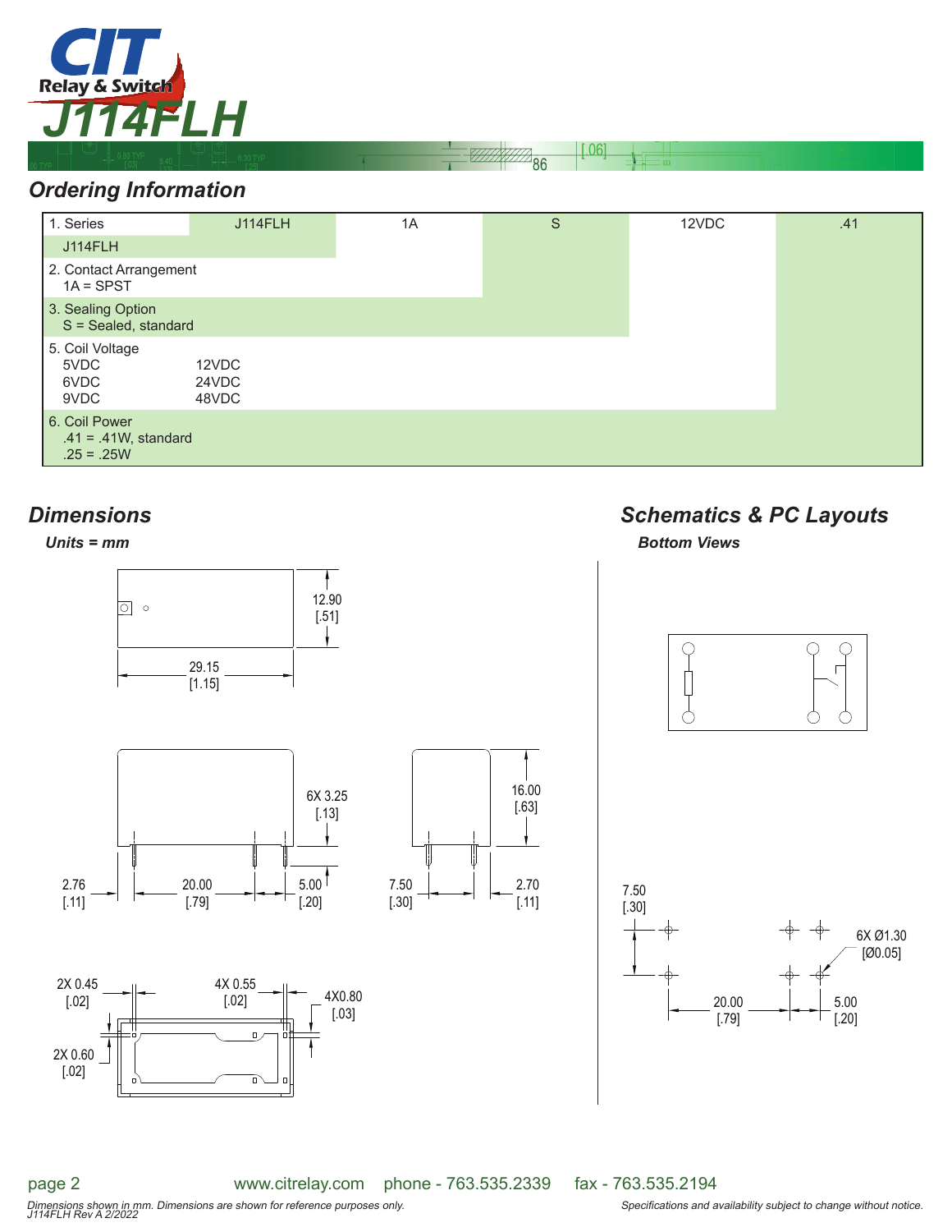# J114FLH

## Ordering Information

| 1. Series | J114FLH | 1A | S | 12VDC | .41 |
|---|---|---|---|---|---|
| J114FLH | | | | | |
| 2. Contact Arrangement<br>1A = SPST | | | | | |
| 3. Sealing Option<br>S = Sealed, standard | | | | | |
| 5. Coil Voltage<br>5VDC 12VDC<br>6VDC 24VDC<br>9VDC 48VDC | | | | | |
| 6. Coil Power<br>.41 = .41W, standard<br>.25 = .25W | | | | | |

## Dimensions

**Units = mm**

12.90
[.51]
29.15
[1.15]

6X 3.25
[.13]
16.00
[.63]
2.76
[.11]
20.00
[.79]
5.00
[.20]
7.50
[.30]
2.70
[.11]

2X 0.45
[.02]
4X 0.55
[.02]
4X0.80
[.03]
2X 0.60
[.02]

## Schematics & PC Layouts

**Bottom Views**

7.50
[.30]
6X Ø1.30
[Ø0.05]
20.00
[.79]
5.00
[.20]

www.citrelay.com phone - 763.535.2339 fax - 763.535.2194

*Dimensions shown in mm. Dimensions are shown for reference purposes only.*
*J114FLH Rev A 2/2022*

*Specifications and availability subject to change without notice.*